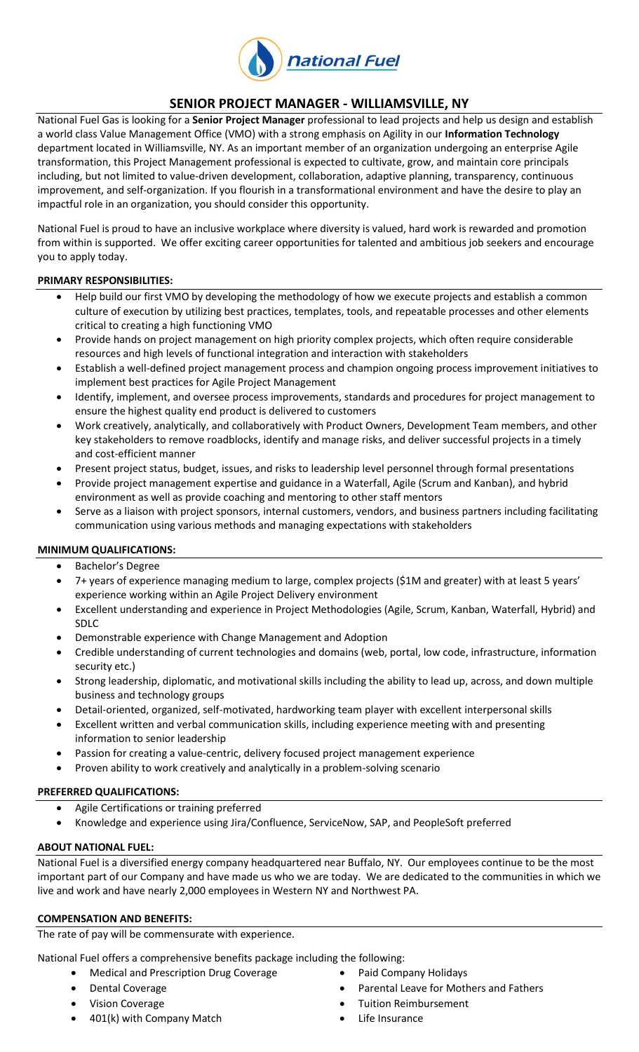# SENIOR PROJECT MANAGER - WILLIAMSVILLE, NY

National Fuel Gas is looking for a **Senior Project Manager** professional to lead projects and help us design and establish a world class Value Management Office (VMO) with a strong emphasis on Agility in our **Information Technology** department located in Williamsville, NY. As an important member of an organization undergoing an enterprise Agile transformation, this Project Management professional is expected to cultivate, grow, and maintain core principals including, but not limited to value-driven development, collaboration, adaptive planning, transparency, continuous improvement, and self-organization. If you flourish in a transformational environment and have the desire to play an impactful role in an organization, you should consider this opportunity.

National Fuel is proud to have an inclusive workplace where diversity is valued, hard work is rewarded and promotion from within is supported. We offer exciting career opportunities for talented and ambitious job seekers and encourage you to apply today.

## PRIMARY RESPONSIBILITIES:

- Help build our first VMO by developing the methodology of how we execute projects and establish a common culture of execution by utilizing best practices, templates, tools, and repeatable processes and other elements critical to creating a high functioning VMO
- Provide hands on project management on high priority complex projects, which often require considerable resources and high levels of functional integration and interaction with stakeholders
- Establish a well-defined project management process and champion ongoing process improvement initiatives to implement best practices for Agile Project Management
- Identify, implement, and oversee process improvements, standards and procedures for project management to ensure the highest quality end product is delivered to customers
- Work creatively, analytically, and collaboratively with Product Owners, Development Team members, and other key stakeholders to remove roadblocks, identify and manage risks, and deliver successful projects in a timely and cost-efficient manner
- Present project status, budget, issues, and risks to leadership level personnel through formal presentations
- Provide project management expertise and guidance in a Waterfall, Agile (Scrum and Kanban), and hybrid environment as well as provide coaching and mentoring to other staff mentors
- Serve as a liaison with project sponsors, internal customers, vendors, and business partners including facilitating communication using various methods and managing expectations with stakeholders

## MINIMUM QUALIFICATIONS:

- Bachelor's Degree
- 7+ years of experience managing medium to large, complex projects ($1M and greater) with at least 5 years' experience working within an Agile Project Delivery environment
- Excellent understanding and experience in Project Methodologies (Agile, Scrum, Kanban, Waterfall, Hybrid) and SDLC
- Demonstrable experience with Change Management and Adoption
- Credible understanding of current technologies and domains (web, portal, low code, infrastructure, information security etc.)
- Strong leadership, diplomatic, and motivational skills including the ability to lead up, across, and down multiple business and technology groups
- Detail-oriented, organized, self-motivated, hardworking team player with excellent interpersonal skills
- Excellent written and verbal communication skills, including experience meeting with and presenting information to senior leadership
- Passion for creating a value-centric, delivery focused project management experience
- Proven ability to work creatively and analytically in a problem-solving scenario

## PREFERRED QUALIFICATIONS:

- Agile Certifications or training preferred
- Knowledge and experience using Jira/Confluence, ServiceNow, SAP, and PeopleSoft preferred

## ABOUT NATIONAL FUEL:

National Fuel is a diversified energy company headquartered near Buffalo, NY. Our employees continue to be the most important part of our Company and have made us who we are today. We are dedicated to the communities in which we live and work and have nearly 2,000 employees in Western NY and Northwest PA.

## COMPENSATION AND BENEFITS:

The rate of pay will be commensurate with experience.

National Fuel offers a comprehensive benefits package including the following:

- Medical and Prescription Drug Coverage
- Dental Coverage
- Vision Coverage
- 401(k) with Company Match
- Paid Company Holidays
- Parental Leave for Mothers and Fathers
- Tuition Reimbursement
- Life Insurance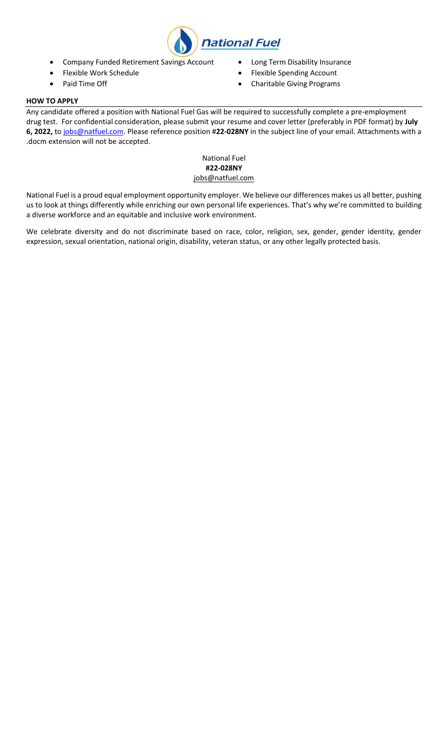- Company Funded Retirement Savings Account
- Flexible Work Schedule
- Paid Time Off
- Long Term Disability Insurance
- Flexible Spending Account
- Charitable Giving Programs

**HOW TO APPLY**

Any candidate offered a position with National Fuel Gas will be required to successfully complete a pre-employment drug test. For confidential consideration, please submit your resume and cover letter (preferably in PDF format) by **July 6, 2022,** to jobs@natfuel.com. Please reference position #**22-028NY** in the subject line of your email. Attachments with a .docm extension will not be accepted.

National Fuel
**#22-028NY**
jobs@natfuel.com

National Fuel is a proud equal employment opportunity employer. We believe our differences makes us all better, pushing us to look at things differently while enriching our own personal life experiences. That's why we're committed to building a diverse workforce and an equitable and inclusive work environment.

We celebrate diversity and do not discriminate based on race, color, religion, sex, gender, gender identity, gender expression, sexual orientation, national origin, disability, veteran status, or any other legally protected basis.